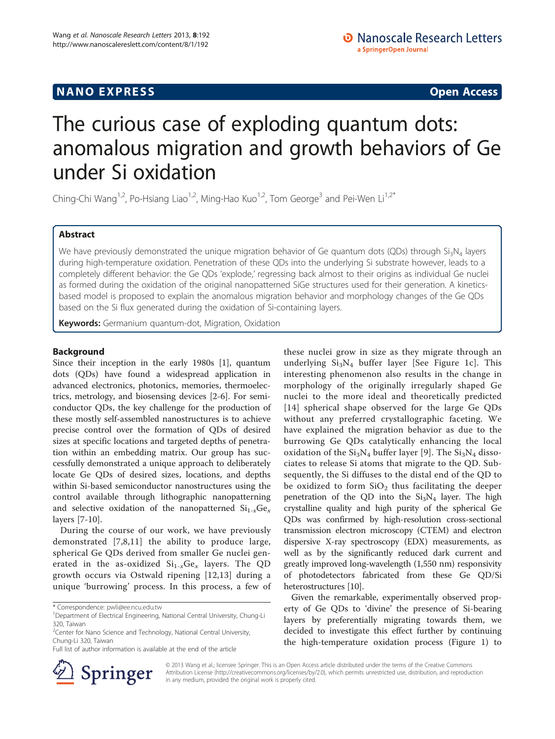NANO EXPRESS **Open Access**

# The curious case of exploding quantum dots: anomalous migration and growth behaviors of Ge under Si oxidation

Ching-Chi Wang[1,2], Po-Hsiang Liao[1,2], Ming-Hao Kuo[1,2], Tom George[3] and Pei-Wen Li[1,2*]

## Abstract

We have previously demonstrated the unique migration behavior of Ge quantum dots (QDs) through $Si_3N_4$ layers during high-temperature oxidation. Penetration of these QDs into the underlying Si substrate however, leads to a completely different behavior: the Ge QDs 'explode,' regressing back almost to their origins as individual Ge nuclei as formed during the oxidation of the original nanopatterned SiGe structures used for their generation. A kinetics-based model is proposed to explain the anomalous migration behavior and morphology changes of the Ge QDs based on the Si flux generated during the oxidation of Si-containing layers.

**Keywords:** Germanium quantum-dot, Migration, Oxidation

## Background

Since their inception in the early 1980s [1], quantum dots (QDs) have found a widespread application in advanced electronics, photonics, memories, thermoelectrics, metrology, and biosensing devices [2-6]. For semiconductor QDs, the key challenge for the production of these mostly self-assembled nanostructures is to achieve precise control over the formation of QDs of desired sizes at specific locations and targeted depths of penetration within an embedding matrix. Our group has successfully demonstrated a unique approach to deliberately locate Ge QDs of desired sizes, locations, and depths within Si-based semiconductor nanostructures using the control available through lithographic nanopatterning and selective oxidation of the nanopatterned $Si_{1-x}Ge_x$ layers [7-10].

During the course of our work, we have previously demonstrated [7,8,11] the ability to produce large, spherical Ge QDs derived from smaller Ge nuclei generated in the as-oxidized $Si_{1-x}Ge_x$ layers. The QD growth occurs via Ostwald ripening [12,13] during a unique 'burrowing' process. In this process, a few of these nuclei grow in size as they migrate through an underlying $Si_3N_4$ buffer layer [See Figure 1c]. This interesting phenomenon also results in the change in morphology of the originally irregularly shaped Ge nuclei to the more ideal and theoretically predicted [14] spherical shape observed for the large Ge QDs without any preferred crystallographic faceting. We have explained the migration behavior as due to the burrowing Ge QDs catalytically enhancing the local oxidation of the $Si_3N_4$ buffer layer [9]. The $Si_3N_4$ dissociates to release Si atoms that migrate to the QD. Subsequently, the Si diffuses to the distal end of the QD to be oxidized to form $SiO_2$ thus facilitating the deeper penetration of the QD into the $Si_3N_4$ layer. The high crystalline quality and high purity of the spherical Ge QDs was confirmed by high-resolution cross-sectional transmission electron microscopy (CTEM) and electron dispersive X-ray spectroscopy (EDX) measurements, as well as by the significantly reduced dark current and greatly improved long-wavelength (1,550 nm) responsivity of photodetectors fabricated from these Ge QD/Si heterostructures [10].

Given the remarkable, experimentally observed property of Ge QDs to 'divine' the presence of Si-bearing layers by preferentially migrating towards them, we decided to investigate this effect further by continuing the high-temperature oxidation process (Figure 1) to

\* Correspondence: pwli@ee.ncu.edu.tw
[1]Department of Electrical Engineering, National Central University, Chung-Li 320, Taiwan
[2]Center for Nano Science and Technology, National Central University, Chung-Li 320, Taiwan
Full list of author information is available at the end of the article

© 2013 Wang et al.; licensee Springer. This is an Open Access article distributed under the terms of the Creative Commons Attribution License (http://creativecommons.org/licenses/by/2.0), which permits unrestricted use, distribution, and reproduction in any medium, provided the original work is properly cited.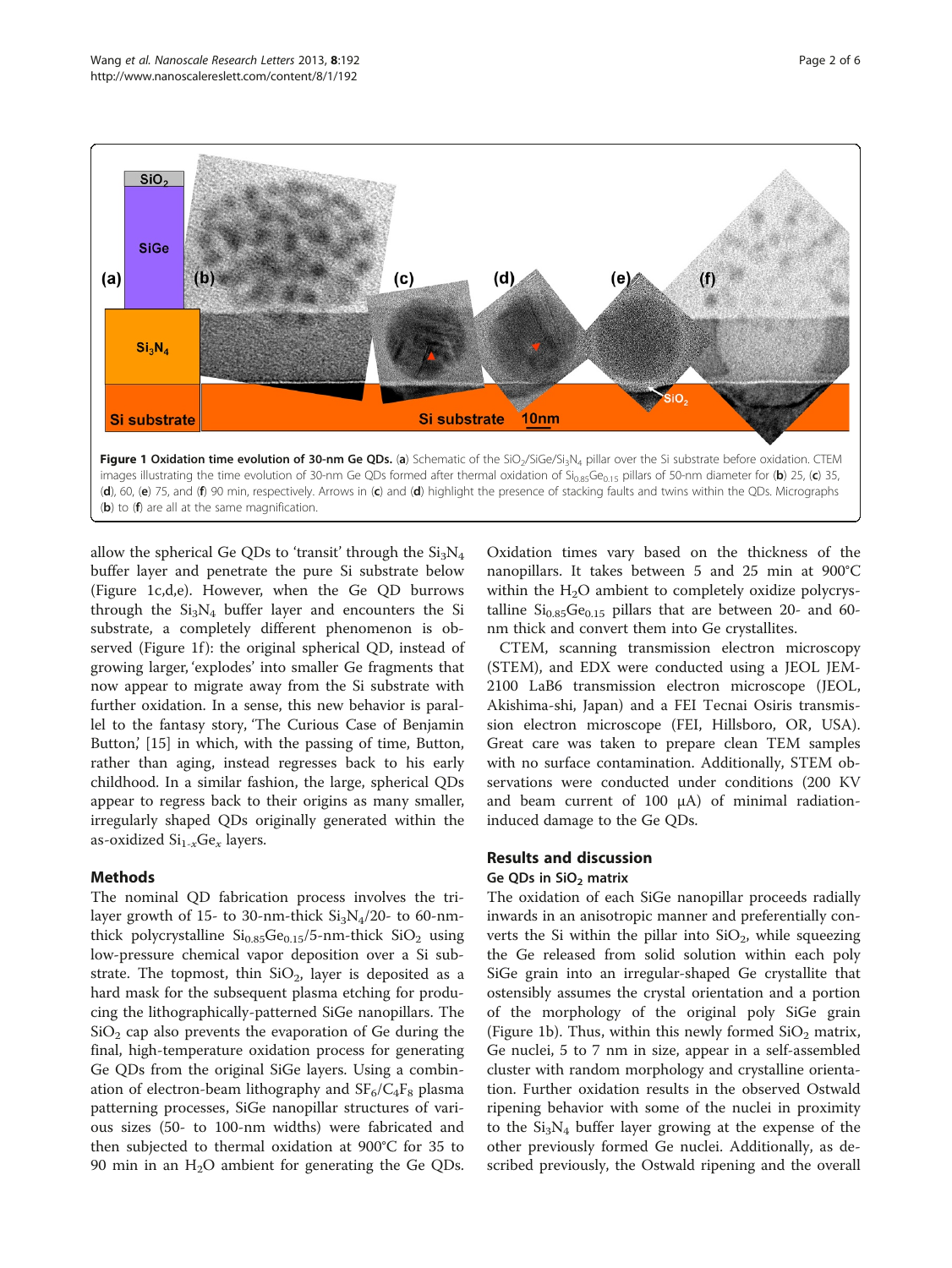Figure 1 Oxidation time evolution of 30-nm Ge QDs. (a) Schematic of the $SiO_2$/SiGe/$Si_3N_4$ pillar over the Si substrate before oxidation. CTEM images illustrating the time evolution of 30-nm Ge QDs formed after thermal oxidation of $Si_{0.85}Ge_{0.15}$ pillars of 50-nm diameter for (b) 25, (c) 35, (d), 60, (e) 75, and (f) 90 min, respectively. Arrows in (c) and (d) highlight the presence of stacking faults and twins within the QDs. Micrographs (b) to (f) are all at the same magnification.

allow the spherical Ge QDs to 'transit' through the $Si_3N_4$ buffer layer and penetrate the pure Si substrate below (Figure 1c,d,e). However, when the Ge QD burrows through the $Si_3N_4$ buffer layer and encounters the Si substrate, a completely different phenomenon is observed (Figure 1f): the original spherical QD, instead of growing larger, 'explodes' into smaller Ge fragments that now appear to migrate away from the Si substrate with further oxidation. In a sense, this new behavior is parallel to the fantasy story, 'The Curious Case of Benjamin Button,' [15] in which, with the passing of time, Button, rather than aging, instead regresses back to his early childhood. In a similar fashion, the large, spherical QDs appear to regress back to their origins as many smaller, irregularly shaped QDs originally generated within the as-oxidized $Si_{1-x}Ge_x$ layers.

## Methods

The nominal QD fabrication process involves the tri-layer growth of 15- to 30-nm-thick $Si_3N_4$/20- to 60-nm-thick polycrystalline $Si_{0.85}Ge_{0.15}$/5-nm-thick $SiO_2$ using low-pressure chemical vapor deposition over a Si substrate. The topmost, thin $SiO_2$, layer is deposited as a hard mask for the subsequent plasma etching for producing the lithographically-patterned SiGe nanopillars. The $SiO_2$ cap also prevents the evaporation of Ge during the final, high-temperature oxidation process for generating Ge QDs from the original SiGe layers. Using a combination of electron-beam lithography and $SF_6$/$C_4F_8$ plasma patterning processes, SiGe nanopillar structures of various sizes (50- to 100-nm widths) were fabricated and then subjected to thermal oxidation at 900°C for 35 to 90 min in an $H_2O$ ambient for generating the Ge QDs. Oxidation times vary based on the thickness of the nanopillars. It takes between 5 and 25 min at 900°C within the $H_2O$ ambient to completely oxidize polycrystalline $Si_{0.85}Ge_{0.15}$ pillars that are between 20- and 60-nm thick and convert them into Ge crystallites.

CTEM, scanning transmission electron microscopy (STEM), and EDX were conducted using a JEOL JEM-2100 LaB6 transmission electron microscope (JEOL, Akishima-shi, Japan) and a FEI Tecnai Osiris transmission electron microscope (FEI, Hillsboro, OR, USA). Great care was taken to prepare clean TEM samples with no surface contamination. Additionally, STEM observations were conducted under conditions (200 KV and beam current of 100 μA) of minimal radiation-induced damage to the Ge QDs.

## Results and discussion

### Ge QDs in $SiO_2$ matrix

The oxidation of each SiGe nanopillar proceeds radially inwards in an anisotropic manner and preferentially converts the Si within the pillar into $SiO_2$, while squeezing the Ge released from solid solution within each poly SiGe grain into an irregular-shaped Ge crystallite that ostensibly assumes the crystal orientation and a portion of the morphology of the original poly SiGe grain (Figure 1b). Thus, within this newly formed $SiO_2$ matrix, Ge nuclei, 5 to 7 nm in size, appear in a self-assembled cluster with random morphology and crystalline orientation. Further oxidation results in the observed Ostwald ripening behavior with some of the nuclei in proximity to the $Si_3N_4$ buffer layer growing at the expense of the other previously formed Ge nuclei. Additionally, as described previously, the Ostwald ripening and the overall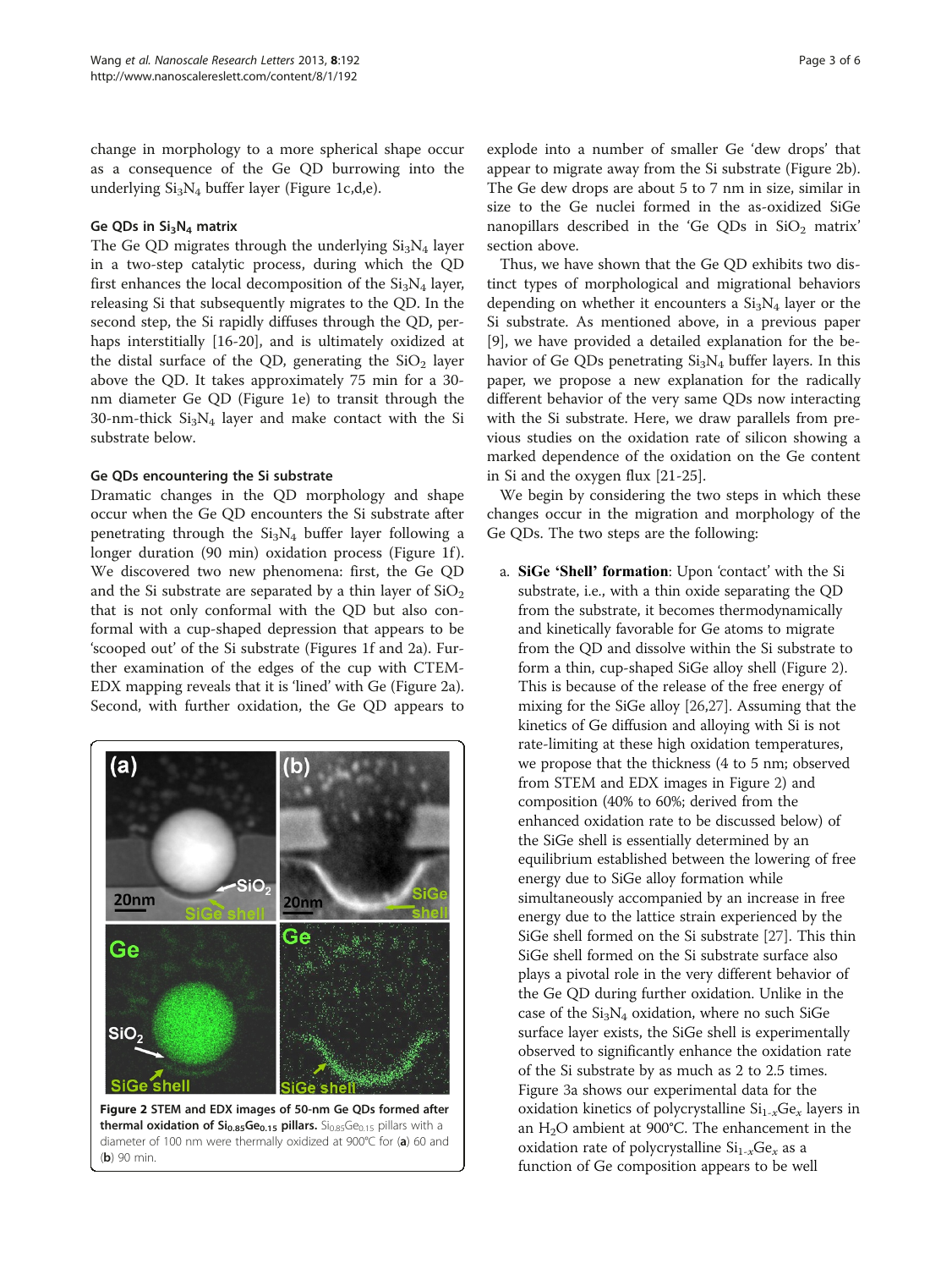change in morphology to a more spherical shape occur as a consequence of the Ge QD burrowing into the underlying $Si_3N_4$ buffer layer (Figure 1c,d,e).

### Ge QDs in $Si_3N_4$ matrix

The Ge QD migrates through the underlying $Si_3N_4$ layer in a two-step catalytic process, during which the QD first enhances the local decomposition of the $Si_3N_4$ layer, releasing Si that subsequently migrates to the QD. In the second step, the Si rapidly diffuses through the QD, perhaps interstitially [16-20], and is ultimately oxidized at the distal surface of the QD, generating the $SiO_2$ layer above the QD. It takes approximately 75 min for a 30-nm diameter Ge QD (Figure 1e) to transit through the 30-nm-thick $Si_3N_4$ layer and make contact with the Si substrate below.

### Ge QDs encountering the Si substrate

Dramatic changes in the QD morphology and shape occur when the Ge QD encounters the Si substrate after penetrating through the $Si_3N_4$ buffer layer following a longer duration (90 min) oxidation process (Figure 1f). We discovered two new phenomena: first, the Ge QD and the Si substrate are separated by a thin layer of $SiO_2$ that is not only conformal with the QD but also conformal with a cup-shaped depression that appears to be 'scooped out' of the Si substrate (Figures 1f and 2a). Further examination of the edges of the cup with CTEM-EDX mapping reveals that it is 'lined' with Ge (Figure 2a). Second, with further oxidation, the Ge QD appears to explode into a number of smaller Ge 'dew drops' that appear to migrate away from the Si substrate (Figure 2b). The Ge dew drops are about 5 to 7 nm in size, similar in size to the Ge nuclei formed in the as-oxidized SiGe nanopillars described in the 'Ge QDs in $SiO_2$ matrix' section above.

**Figure 2 STEM and EDX images of 50-nm Ge QDs formed after thermal oxidation of $Si_{0.85}Ge_{0.15}$ pillars.** $Si_{0.85}Ge_{0.15}$ pillars with a diameter of 100 nm were thermally oxidized at 900°C for (**a**) 60 and (**b**) 90 min.

Thus, we have shown that the Ge QD exhibits two distinct types of morphological and migrational behaviors depending on whether it encounters a $Si_3N_4$ layer or the Si substrate. As mentioned above, in a previous paper [9], we have provided a detailed explanation for the behavior of Ge QDs penetrating $Si_3N_4$ buffer layers. In this paper, we propose a new explanation for the radically different behavior of the very same QDs now interacting with the Si substrate. Here, we draw parallels from previous studies on the oxidation rate of silicon showing a marked dependence of the oxidation on the Ge content in Si and the oxygen flux [21-25].

We begin by considering the two steps in which these changes occur in the migration and morphology of the Ge QDs. The two steps are the following:

a. **SiGe 'Shell' formation**: Upon 'contact' with the Si substrate, i.e., with a thin oxide separating the QD from the substrate, it becomes thermodynamically and kinetically favorable for Ge atoms to migrate from the QD and dissolve within the Si substrate to form a thin, cup-shaped SiGe alloy shell (Figure 2). This is because of the release of the free energy of mixing for the SiGe alloy [26,27]. Assuming that the kinetics of Ge diffusion and alloying with Si is not rate-limiting at these high oxidation temperatures, we propose that the thickness (4 to 5 nm; observed from STEM and EDX images in Figure 2) and composition (40% to 60%; derived from the enhanced oxidation rate to be discussed below) of the SiGe shell is essentially determined by an equilibrium established between the lowering of free energy due to SiGe alloy formation while simultaneously accompanied by an increase in free energy due to the lattice strain experienced by the SiGe shell formed on the Si substrate [27]. This thin SiGe shell formed on the Si substrate surface also plays a pivotal role in the very different behavior of the Ge QD during further oxidation. Unlike in the case of the $Si_3N_4$ oxidation, where no such SiGe surface layer exists, the SiGe shell is experimentally observed to significantly enhance the oxidation rate of the Si substrate by as much as 2 to 2.5 times. Figure 3a shows our experimental data for the oxidation kinetics of polycrystalline $Si_{1-x}Ge_x$ layers in an $H_2O$ ambient at 900°C. The enhancement in the oxidation rate of polycrystalline $Si_{1-x}Ge_x$ as a function of Ge composition appears to be well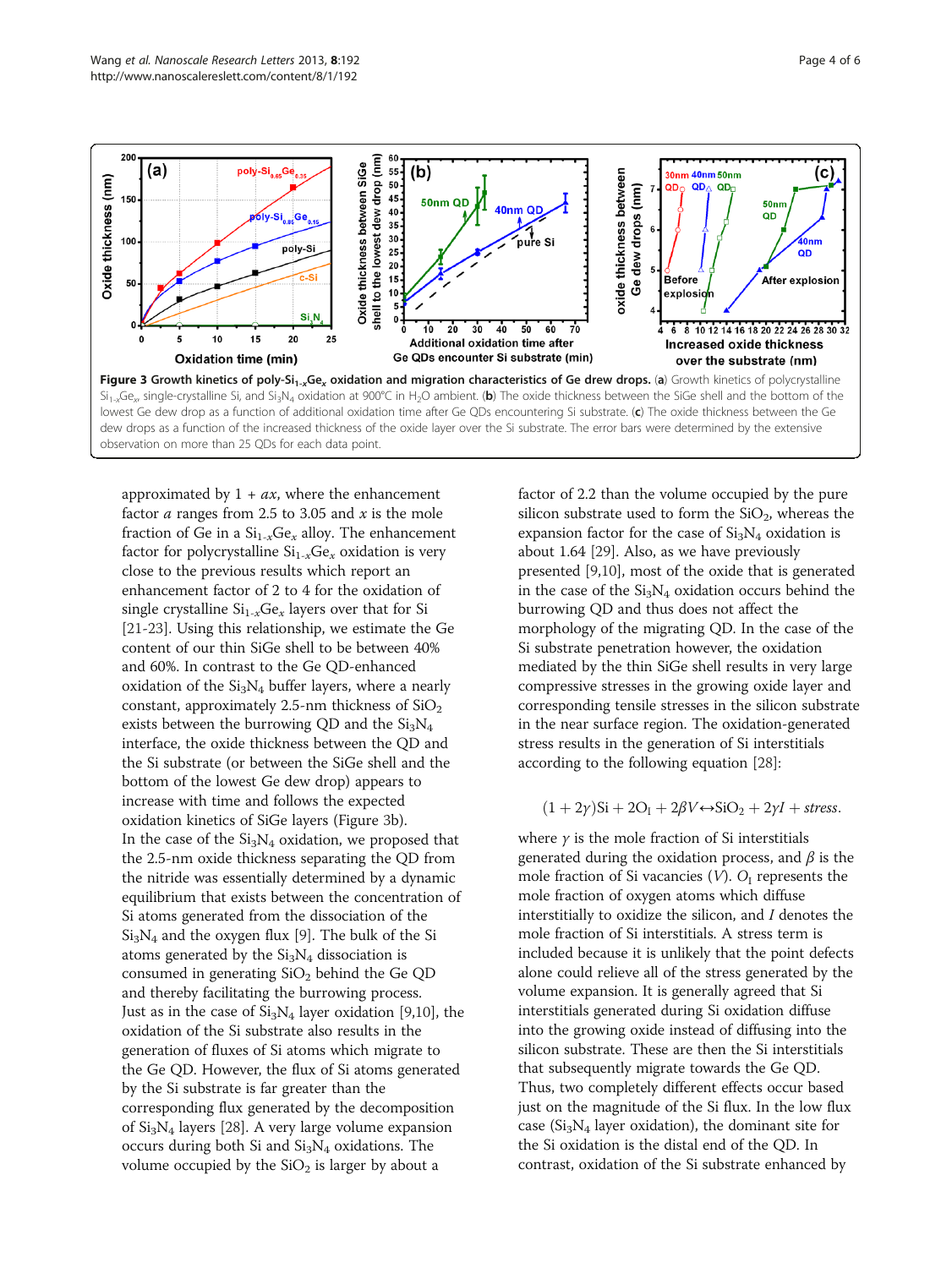**Figure 3 Growth kinetics of poly-$Si_{1-x}Ge_x$ oxidation and migration characteristics of Ge drew drops.** (**a**) Growth kinetics of polycrystalline $Si_{1-x}Ge_x$, single-crystalline Si, and $Si_3N_4$ oxidation at 900°C in $H_2O$ ambient. (**b**) The oxide thickness between the SiGe shell and the bottom of the lowest Ge dew drop as a function of additional oxidation time after Ge QDs encountering Si substrate. (**c**) The oxide thickness between the Ge dew drops as a function of the increased thickness of the oxide layer over the Si substrate. The error bars were determined by the extensive observation on more than 25 QDs for each data point.

approximated by $1 + ax$, where the enhancement factor $a$ ranges from 2.5 to 3.05 and $x$ is the mole fraction of Ge in a $Si_{1-x}Ge_x$ alloy. The enhancement factor for polycrystalline $Si_{1-x}Ge_x$ oxidation is very close to the previous results which report an enhancement factor of 2 to 4 for the oxidation of single crystalline $Si_{1-x}Ge_x$ layers over that for Si [21-23]. Using this relationship, we estimate the Ge content of our thin SiGe shell to be between 40% and 60%. In contrast to the Ge QD-enhanced oxidation of the $Si_3N_4$ buffer layers, where a nearly constant, approximately 2.5-nm thickness of $SiO_2$ exists between the burrowing QD and the $Si_3N_4$ interface, the oxide thickness between the QD and the Si substrate (or between the SiGe shell and the bottom of the lowest Ge dew drop) appears to increase with time and follows the expected oxidation kinetics of SiGe layers (Figure 3b).

In the case of the $Si_3N_4$ oxidation, we proposed that the 2.5-nm oxide thickness separating the QD from the nitride was essentially determined by a dynamic equilibrium that exists between the concentration of Si atoms generated from the dissociation of the $Si_3N_4$ and the oxygen flux [9]. The bulk of the Si atoms generated by the $Si_3N_4$ dissociation is consumed in generating $SiO_2$ behind the Ge QD and thereby facilitating the burrowing process.

Just as in the case of $Si_3N_4$ layer oxidation [9,10], the oxidation of the Si substrate also results in the generation of fluxes of Si atoms which migrate to the Ge QD. However, the flux of Si atoms generated by the Si substrate is far greater than the corresponding flux generated by the decomposition of $Si_3N_4$ layers [28]. A very large volume expansion occurs during both Si and $Si_3N_4$ oxidations. The volume occupied by the $SiO_2$ is larger by about a factor of 2.2 than the volume occupied by the pure silicon substrate used to form the $SiO_2$, whereas the expansion factor for the case of $Si_3N_4$ oxidation is about 1.64 [29]. Also, as we have previously presented [9,10], most of the oxide that is generated in the case of the $Si_3N_4$ oxidation occurs behind the burrowing QD and thus does not affect the morphology of the migrating QD. In the case of the Si substrate penetration however, the oxidation mediated by the thin SiGe shell results in very large compressive stresses in the growing oxide layer and corresponding tensile stresses in the silicon substrate in the near surface region. The oxidation-generated stress results in the generation of Si interstitials according to the following equation [28]:

$$(1+2\gamma)\mathrm{Si} + 2\mathrm{O_I} + 2\beta V \leftrightarrow \mathrm{SiO_2} + 2\gamma I + stress.$$

where $\gamma$ is the mole fraction of Si interstitials generated during the oxidation process, and $\beta$ is the mole fraction of Si vacancies ($V$). $O_I$ represents the mole fraction of oxygen atoms which diffuse interstitially to oxidize the silicon, and $I$ denotes the mole fraction of Si interstitials. A stress term is included because it is unlikely that the point defects alone could relieve all of the stress generated by the volume expansion. It is generally agreed that Si interstitials generated during Si oxidation diffuse into the growing oxide instead of diffusing into the silicon substrate. These are then the Si interstitials that subsequently migrate towards the Ge QD. Thus, two completely different effects occur based just on the magnitude of the Si flux. In the low flux case ($Si_3N_4$ layer oxidation), the dominant site for the Si oxidation is the distal end of the QD. In contrast, oxidation of the Si substrate enhanced by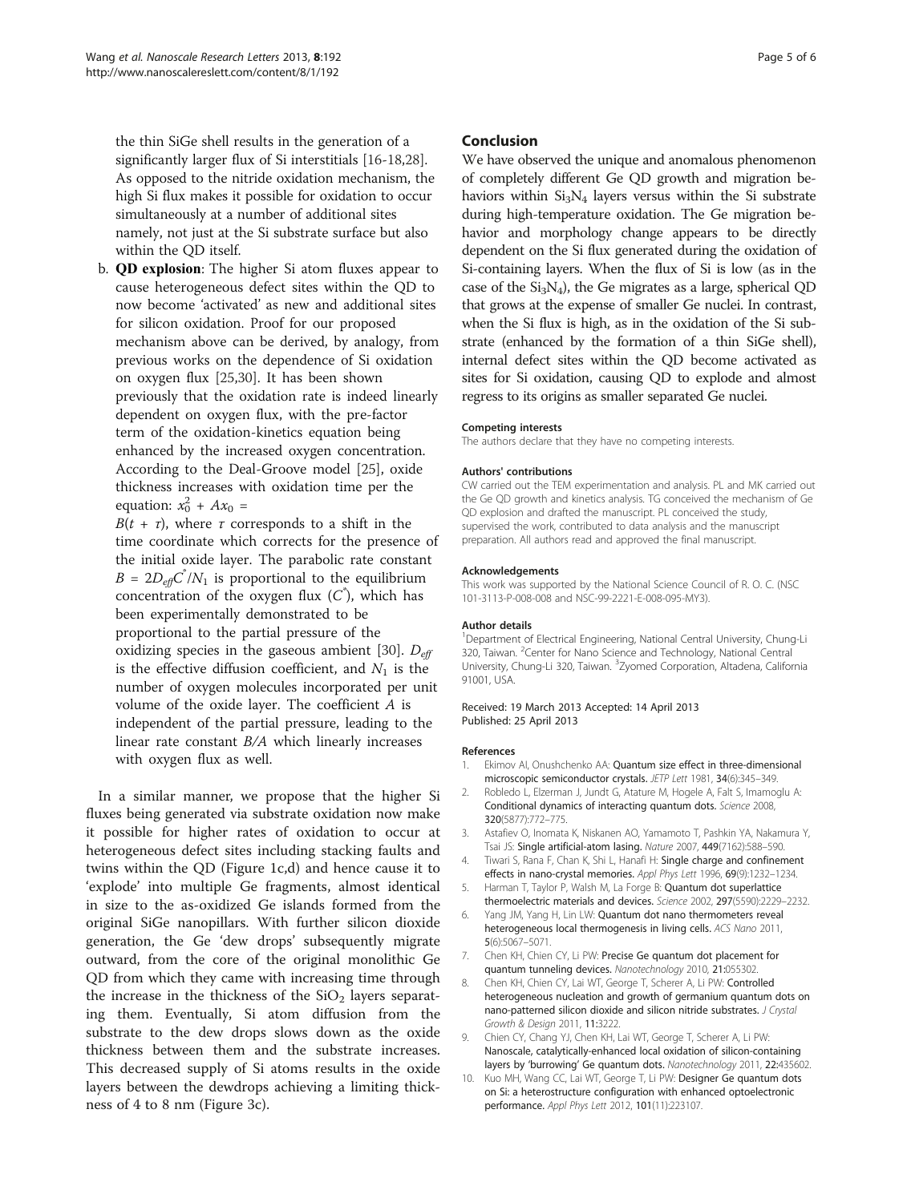the thin SiGe shell results in the generation of a significantly larger flux of Si interstitials [16-18,28]. As opposed to the nitride oxidation mechanism, the high Si flux makes it possible for oxidation to occur simultaneously at a number of additional sites namely, not just at the Si substrate surface but also within the QD itself.

b. **QD explosion**: The higher Si atom fluxes appear to cause heterogeneous defect sites within the QD to now become 'activated' as new and additional sites for silicon oxidation. Proof for our proposed mechanism above can be derived, by analogy, from previous works on the dependence of Si oxidation on oxygen flux [25,30]. It has been shown previously that the oxidation rate is indeed linearly dependent on oxygen flux, with the pre-factor term of the oxidation-kinetics equation being enhanced by the increased oxygen concentration. According to the Deal-Groove model [25], oxide thickness increases with oxidation time per the equation: $x_0^2 + Ax_0 = B(t + \tau)$, where $\tau$ corresponds to a shift in the time coordinate which corrects for the presence of the initial oxide layer. The parabolic rate constant $B = 2D_{eff}C^{*}/N_1$ is proportional to the equilibrium concentration of the oxygen flux ($C^{*}$), which has been experimentally demonstrated to be proportional to the partial pressure of the oxidizing species in the gaseous ambient [30]. $D_{eff}$ is the effective diffusion coefficient, and $N_1$ is the number of oxygen molecules incorporated per unit volume of the oxide layer. The coefficient $A$ is independent of the partial pressure, leading to the linear rate constant $B/A$ which linearly increases with oxygen flux as well.

In a similar manner, we propose that the higher Si fluxes being generated via substrate oxidation now make it possible for higher rates of oxidation to occur at heterogeneous defect sites including stacking faults and twins within the QD (Figure 1c,d) and hence cause it to 'explode' into multiple Ge fragments, almost identical in size to the as-oxidized Ge islands formed from the original SiGe nanopillars. With further silicon dioxide generation, the Ge 'dew drops' subsequently migrate outward, from the core of the original monolithic Ge QD from which they came with increasing time through the increase in the thickness of the $SiO_2$ layers separating them. Eventually, Si atom diffusion from the substrate to the dew drops slows down as the oxide thickness between them and the substrate increases. This decreased supply of Si atoms results in the oxide layers between the dewdrops achieving a limiting thickness of 4 to 8 nm (Figure 3c).

## Conclusion

We have observed the unique and anomalous phenomenon of completely different Ge QD growth and migration behaviors within $Si_3N_4$ layers versus within the Si substrate during high-temperature oxidation. The Ge migration behavior and morphology change appears to be directly dependent on the Si flux generated during the oxidation of Si-containing layers. When the flux of Si is low (as in the case of the $Si_3N_4$), the Ge migrates as a large, spherical QD that grows at the expense of smaller Ge nuclei. In contrast, when the Si flux is high, as in the oxidation of the Si substrate (enhanced by the formation of a thin SiGe shell), internal defect sites within the QD become activated as sites for Si oxidation, causing QD to explode and almost regress to its origins as smaller separated Ge nuclei.

#### Competing interests

The authors declare that they have no competing interests.

#### Authors' contributions

CW carried out the TEM experimentation and analysis. PL and MK carried out the Ge QD growth and kinetics analysis. TG conceived the mechanism of Ge QD explosion and drafted the manuscript. PL conceived the study, supervised the work, contributed to data analysis and the manuscript preparation. All authors read and approved the final manuscript.

#### Acknowledgements

This work was supported by the National Science Council of R. O. C. (NSC 101-3113-P-008-008 and NSC-99-2221-E-008-095-MY3).

#### Author details

[1]Department of Electrical Engineering, National Central University, Chung-Li 320, Taiwan. [2]Center for Nano Science and Technology, National Central University, Chung-Li 320, Taiwan. [3]Zyomed Corporation, Altadena, California 91001, USA.

Received: 19 March 2013 Accepted: 14 April 2013
Published: 25 April 2013

#### References

1. Ekimov AI, Onushchenko AA: **Quantum size effect in three-dimensional microscopic semiconductor crystals.** *JETP Lett* 1981, **34**(6):345–349.
2. Robledo L, Elzerman J, Jundt G, Atature M, Hogele A, Falt S, Imamoglu A: **Conditional dynamics of interacting quantum dots.** *Science* 2008, **320**(5877):772–775.
3. Astafiev O, Inomata K, Niskanen AO, Yamamoto T, Pashkin YA, Nakamura Y, Tsai JS: **Single artificial-atom lasing.** *Nature* 2007, **449**(7162):588–590.
4. Tiwari S, Rana F, Chan K, Shi L, Hanafi H: **Single charge and confinement effects in nano-crystal memories.** *Appl Phys Lett* 1996, **69**(9):1232–1234.
5. Harman T, Taylor P, Walsh M, La Forge B: **Quantum dot superlattice thermoelectric materials and devices.** *Science* 2002, **297**(5590):2229–2232.
6. Yang JM, Yang H, Lin LW: **Quantum dot nano thermometers reveal heterogeneous local thermogenesis in living cells.** *ACS Nano* 2011, **5**(6):5067–5071.
7. Chen KH, Chien CY, Li PW: **Precise Ge quantum dot placement for quantum tunneling devices.** *Nanotechnology* 2010, **21**:055302.
8. Chen KH, Chien CY, Lai WT, George T, Scherer A, Li PW: **Controlled heterogeneous nucleation and growth of germanium quantum dots on nano-patterned silicon dioxide and silicon nitride substrates.** *J Crystal Growth & Design* 2011, **11**:3222.
9. Chien CY, Chang YJ, Chen KH, Lai WT, George T, Scherer A, Li PW: **Nanoscale, catalytically-enhanced local oxidation of silicon-containing layers by 'burrowing' Ge quantum dots.** *Nanotechnology* 2011, **22**:435602.
10. Kuo MH, Wang CC, Lai WT, George T, Li PW: **Designer Ge quantum dots on Si: a heterostructure configuration with enhanced optoelectronic performance.** *Appl Phys Lett* 2012, **101**(11):223107.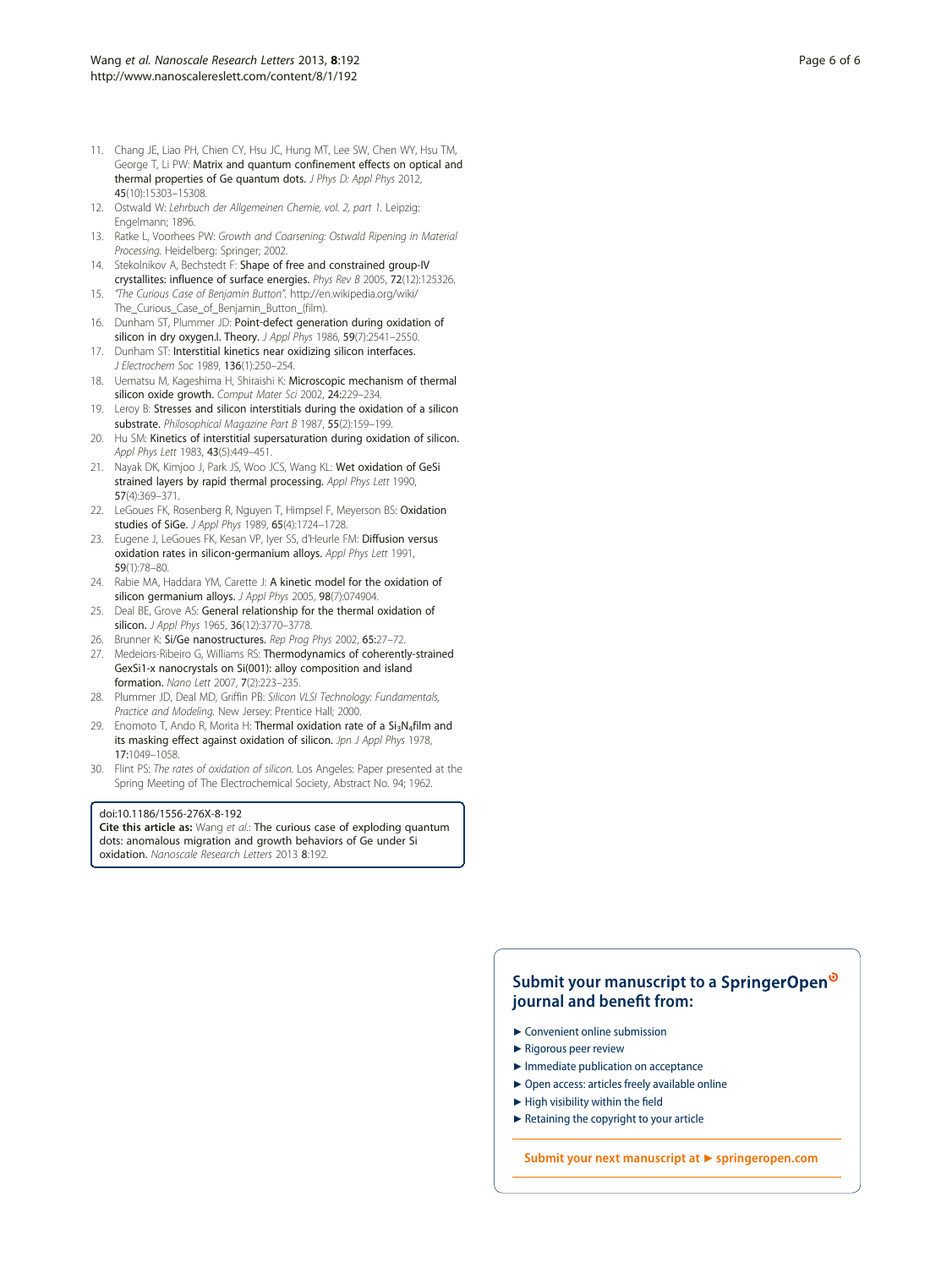11. Chang JE, Liao PH, Chien CY, Hsu JC, Hung MT, Lee SW, Chen WY, Hsu TM, George T, Li PW: Matrix and quantum confinement effects on optical and thermal properties of Ge quantum dots. *J Phys D: Appl Phys* 2012, **45**(10):15303–15308.
12. Ostwald W: *Lehrbuch der Allgemeinen Chemie, vol. 2, part 1*. Leipzig: Engelmann; 1896.
13. Ratke L, Voorhees PW: *Growth and Coarsening: Ostwald Ripening in Material Processing*. Heidelberg: Springer; 2002.
14. Stekolnikov A, Bechstedt F: Shape of free and constrained group-IV crystallites: influence of surface energies. *Phys Rev B* 2005, **72**(12):125326.
15. *"The Curious Case of Benjamin Button"*. http://en.wikipedia.org/wiki/The_Curious_Case_of_Benjamin_Button_(film).
16. Dunham ST, Plummer JD: Point-defect generation during oxidation of silicon in dry oxygen.I. Theory. *J Appl Phys* 1986, **59**(7):2541–2550.
17. Dunham ST: Interstitial kinetics near oxidizing silicon interfaces. *J Electrochem Soc* 1989, **136**(1):250–254.
18. Uematsu M, Kageshima H, Shiraishi K: Microscopic mechanism of thermal silicon oxide growth. *Comput Mater Sci* 2002, **24**:229–234.
19. Leroy B: Stresses and silicon interstitials during the oxidation of a silicon substrate. *Philosophical Magazine Part B* 1987, **55**(2):159–199.
20. Hu SM: Kinetics of interstitial supersaturation during oxidation of silicon. *Appl Phys Lett* 1983, **43**(5):449–451.
21. Nayak DK, Kimjoo J, Park JS, Woo JCS, Wang KL: Wet oxidation of GeSi strained layers by rapid thermal processing. *Appl Phys Lett* 1990, **57**(4):369–371.
22. LeGoues FK, Rosenberg R, Nguyen T, Himpsel F, Meyerson BS: Oxidation studies of SiGe. *J Appl Phys* 1989, **65**(4):1724–1728.
23. Eugene J, LeGoues FK, Kesan VP, Iyer SS, d'Heurle FM: Diffusion versus oxidation rates in silicon-germanium alloys. *Appl Phys Lett* 1991, **59**(1):78–80.
24. Rabie MA, Haddara YM, Carette J: A kinetic model for the oxidation of silicon germanium alloys. *J Appl Phys* 2005, **98**(7):074904.
25. Deal BE, Grove AS: General relationship for the thermal oxidation of silicon. *J Appl Phys* 1965, **36**(12):3770–3778.
26. Brunner K: Si/Ge nanostructures. *Rep Prog Phys* 2002, **65**:27–72.
27. Medeiors-Ribeiro G, Williams RS: Thermodynamics of coherently-strained GexSi1-x nanocrystals on Si(001): alloy composition and island formation. *Nano Lett* 2007, **7**(2):223–235.
28. Plummer JD, Deal MD, Griffin PB: *Silicon VLSI Technology: Fundamentals, Practice and Modeling*. New Jersey: Prentice Hall; 2000.
29. Enomoto T, Ando R, Morita H: Thermal oxidation rate of a $Si_3N_4$film and its masking effect against oxidation of silicon. *Jpn J Appl Phys* 1978, **17**:1049–1058.
30. Flint PS: *The rates of oxidation of silicon*. Los Angeles: Paper presented at the Spring Meeting of The Electrochemical Society, Abstract No. 94; 1962.

doi:10.1186/1556-276X-8-192
**Cite this article as:** Wang *et al.*: The curious case of exploding quantum dots: anomalous migration and growth behaviors of Ge under Si oxidation. *Nanoscale Research Letters* 2013 **8**:192.

**Submit your manuscript to a SpringerOpen journal and benefit from:**

- ► Convenient online submission
- ► Rigorous peer review
- ► Immediate publication on acceptance
- ► Open access: articles freely available online
- ► High visibility within the field
- ► Retaining the copyright to your article

**Submit your next manuscript at ► springeropen.com**